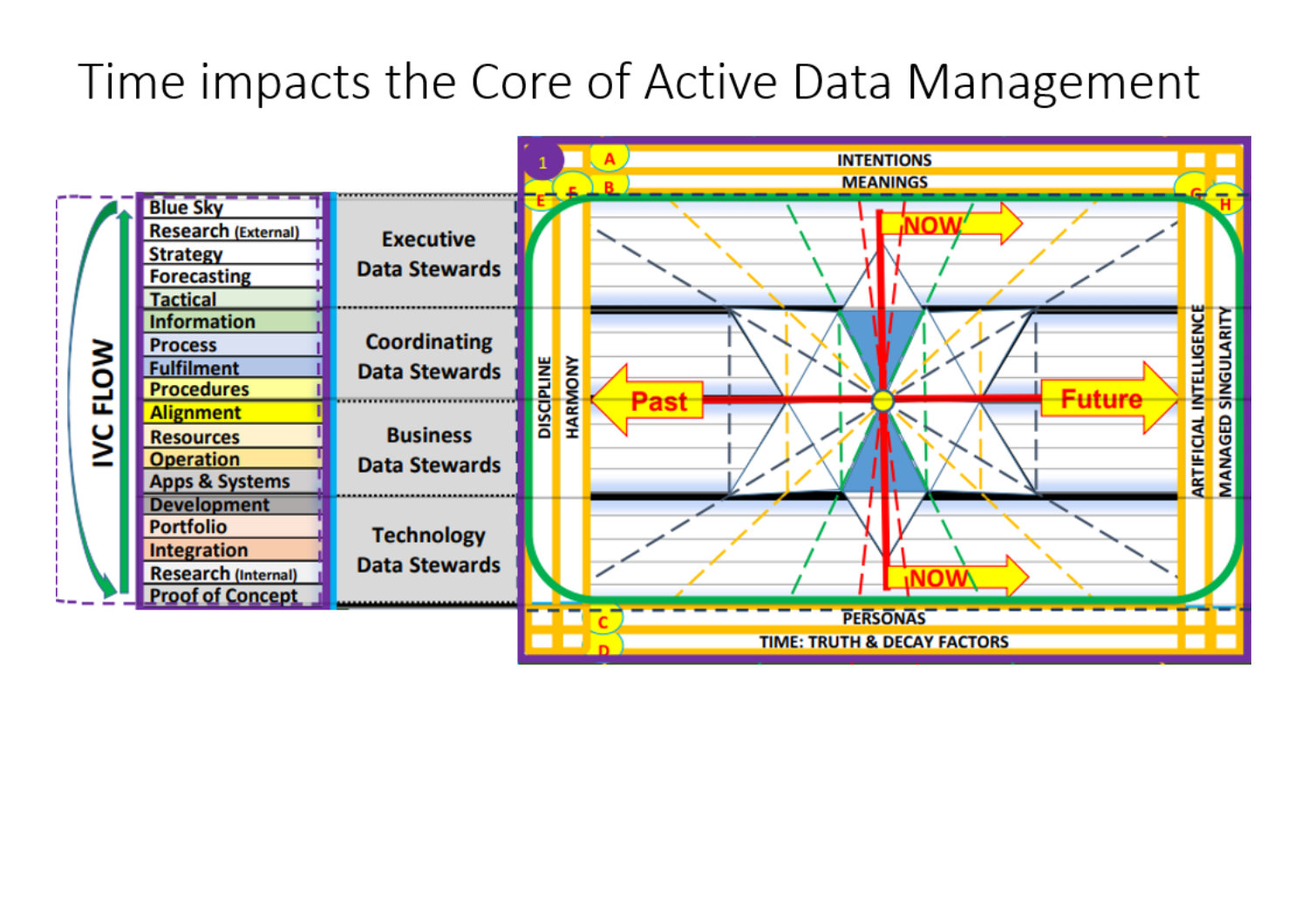# Time impacts the Core of Active Data Management

IVC FLOW

- Blue Sky
- Research (External)
- Strategy
- Forecasting
- Tactical
- Information
- Process
- Fulfilment
- Procedures
- Alignment
- Resources
- Operation
- Apps & Systems
- Development
- Portfolio
- Integration
- Research (Internal)
- Proof of Concept

Executive Data Stewards

Coordinating Data Stewards

Business Data Stewards

Technology Data Stewards

1, A, B, C, D, E, F, G, H

INTENTIONS

MEANINGS

NOW

Past

Future

NOW

DISCIPLINE

HARMONY

ARTIFICIAL INTELLIGENCE

MANAGED SINGULARITY

PERSONAS

TIME: TRUTH & DECAY FACTORS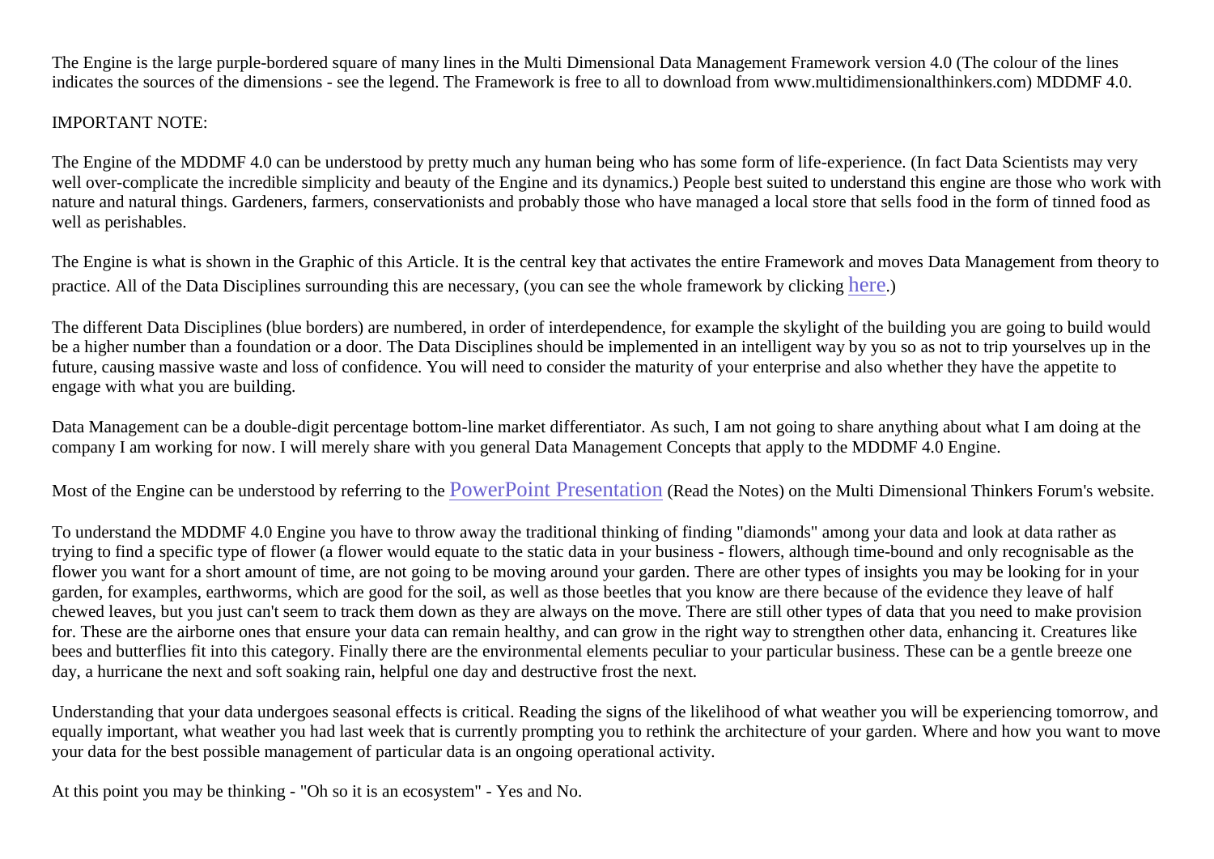The Engine is the large purple-bordered square of many lines in the Multi Dimensional Data Management Framework version 4.0 (The colour of the lines indicates the sources of the dimensions - see the legend. The Framework is free to all to download from www.multidimensionalthinkers.com) MDDMF 4.0.

IMPORTANT NOTE:

The Engine of the MDDMF 4.0 can be understood by pretty much any human being who has some form of life-experience. (In fact Data Scientists may very well over-complicate the incredible simplicity and beauty of the Engine and its dynamics.) People best suited to understand this engine are those who work with nature and natural things. Gardeners, farmers, conservationists and probably those who have managed a local store that sells food in the form of tinned food as well as perishables.

The Engine is what is shown in the Graphic of this Article. It is the central key that activates the entire Framework and moves Data Management from theory to practice. All of the Data Disciplines surrounding this are necessary, (you can see the whole framework by clicking here.)

The different Data Disciplines (blue borders) are numbered, in order of interdependence, for example the skylight of the building you are going to build would be a higher number than a foundation or a door. The Data Disciplines should be implemented in an intelligent way by you so as not to trip yourselves up in the future, causing massive waste and loss of confidence. You will need to consider the maturity of your enterprise and also whether they have the appetite to engage with what you are building.

Data Management can be a double-digit percentage bottom-line market differentiator. As such, I am not going to share anything about what I am doing at the company I am working for now. I will merely share with you general Data Management Concepts that apply to the MDDMF 4.0 Engine.

Most of the Engine can be understood by referring to the PowerPoint Presentation (Read the Notes) on the Multi Dimensional Thinkers Forum's website.

To understand the MDDMF 4.0 Engine you have to throw away the traditional thinking of finding "diamonds" among your data and look at data rather as trying to find a specific type of flower (a flower would equate to the static data in your business - flowers, although time-bound and only recognisable as the flower you want for a short amount of time, are not going to be moving around your garden. There are other types of insights you may be looking for in your garden, for examples, earthworms, which are good for the soil, as well as those beetles that you know are there because of the evidence they leave of half chewed leaves, but you just can't seem to track them down as they are always on the move. There are still other types of data that you need to make provision for. These are the airborne ones that ensure your data can remain healthy, and can grow in the right way to strengthen other data, enhancing it. Creatures like bees and butterflies fit into this category. Finally there are the environmental elements peculiar to your particular business. These can be a gentle breeze one day, a hurricane the next and soft soaking rain, helpful one day and destructive frost the next.

Understanding that your data undergoes seasonal effects is critical. Reading the signs of the likelihood of what weather you will be experiencing tomorrow, and equally important, what weather you had last week that is currently prompting you to rethink the architecture of your garden. Where and how you want to move your data for the best possible management of particular data is an ongoing operational activity.

At this point you may be thinking - "Oh so it is an ecosystem" - Yes and No.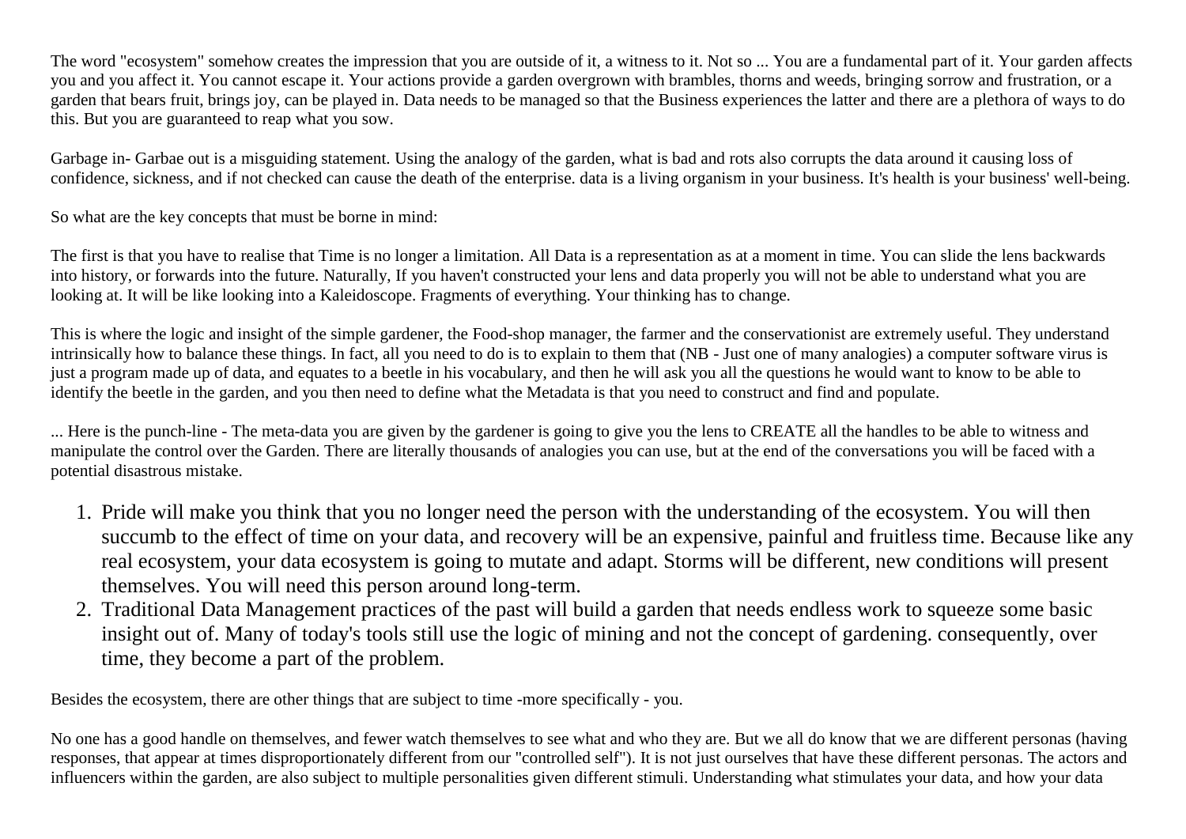The word "ecosystem" somehow creates the impression that you are outside of it, a witness to it. Not so ... You are a fundamental part of it. Your garden affects you and you affect it. You cannot escape it. Your actions provide a garden overgrown with brambles, thorns and weeds, bringing sorrow and frustration, or a garden that bears fruit, brings joy, can be played in. Data needs to be managed so that the Business experiences the latter and there are a plethora of ways to do this. But you are guaranteed to reap what you sow.

Garbage in- Garbae out is a misguiding statement. Using the analogy of the garden, what is bad and rots also corrupts the data around it causing loss of confidence, sickness, and if not checked can cause the death of the enterprise. data is a living organism in your business. It's health is your business' well-being.

So what are the key concepts that must be borne in mind:

The first is that you have to realise that Time is no longer a limitation. All Data is a representation as at a moment in time. You can slide the lens backwards into history, or forwards into the future. Naturally, If you haven't constructed your lens and data properly you will not be able to understand what you are looking at. It will be like looking into a Kaleidoscope. Fragments of everything. Your thinking has to change.

This is where the logic and insight of the simple gardener, the Food-shop manager, the farmer and the conservationist are extremely useful. They understand intrinsically how to balance these things. In fact, all you need to do is to explain to them that (NB - Just one of many analogies) a computer software virus is just a program made up of data, and equates to a beetle in his vocabulary, and then he will ask you all the questions he would want to know to be able to identify the beetle in the garden, and you then need to define what the Metadata is that you need to construct and find and populate.

... Here is the punch-line - The meta-data you are given by the gardener is going to give you the lens to CREATE all the handles to be able to witness and manipulate the control over the Garden. There are literally thousands of analogies you can use, but at the end of the conversations you will be faced with a potential disastrous mistake.

1. Pride will make you think that you no longer need the person with the understanding of the ecosystem. You will then succumb to the effect of time on your data, and recovery will be an expensive, painful and fruitless time. Because like any real ecosystem, your data ecosystem is going to mutate and adapt. Storms will be different, new conditions will present themselves. You will need this person around long-term.
2. Traditional Data Management practices of the past will build a garden that needs endless work to squeeze some basic insight out of. Many of today's tools still use the logic of mining and not the concept of gardening. consequently, over time, they become a part of the problem.

Besides the ecosystem, there are other things that are subject to time -more specifically - you.

No one has a good handle on themselves, and fewer watch themselves to see what and who they are. But we all do know that we are different personas (having responses, that appear at times disproportionately different from our "controlled self"). It is not just ourselves that have these different personas. The actors and influencers within the garden, are also subject to multiple personalities given different stimuli. Understanding what stimulates your data, and how your data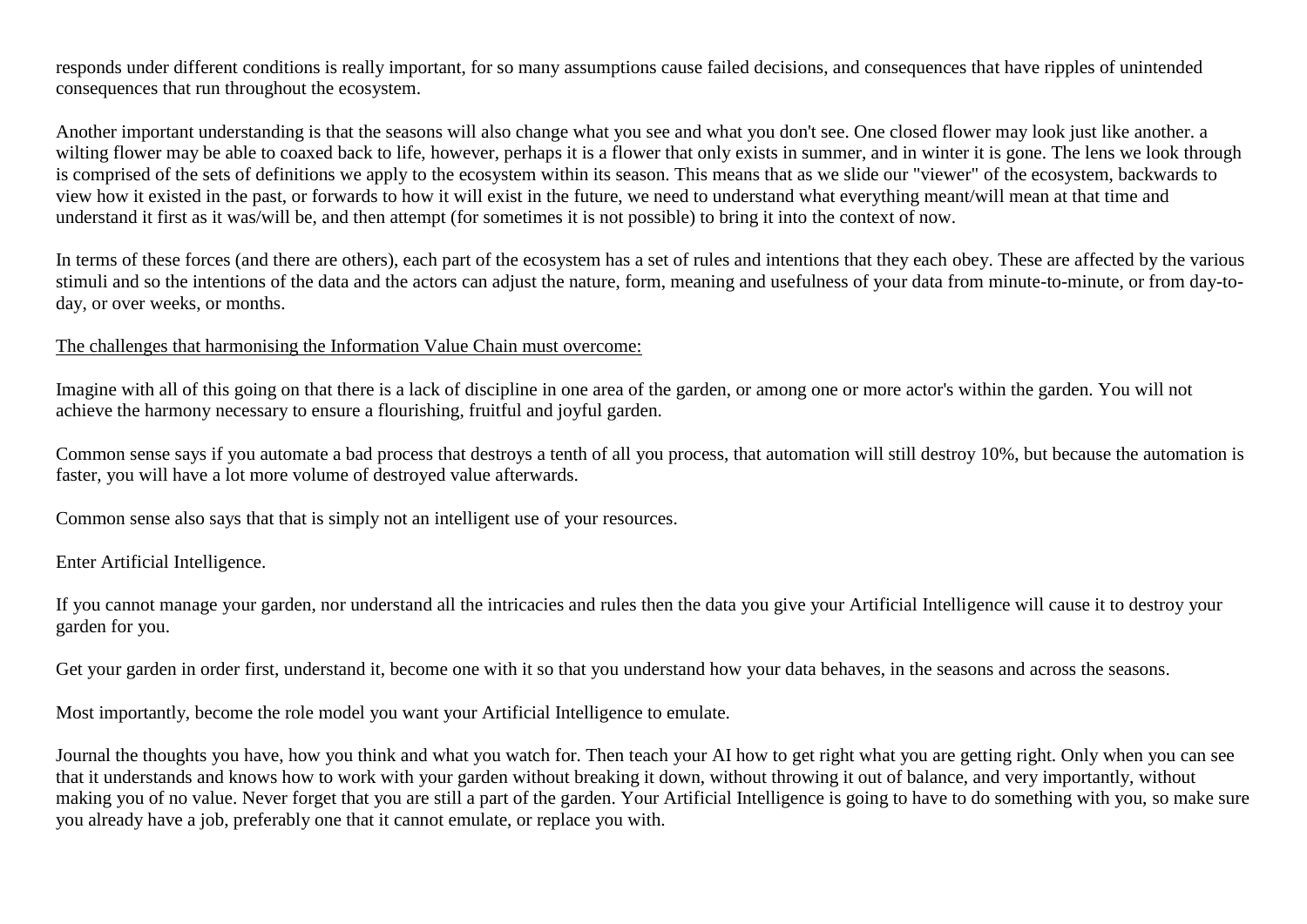responds under different conditions is really important, for so many assumptions cause failed decisions, and consequences that have ripples of unintended consequences that run throughout the ecosystem.

Another important understanding is that the seasons will also change what you see and what you don't see. One closed flower may look just like another. a wilting flower may be able to coaxed back to life, however, perhaps it is a flower that only exists in summer, and in winter it is gone. The lens we look through is comprised of the sets of definitions we apply to the ecosystem within its season. This means that as we slide our "viewer" of the ecosystem, backwards to view how it existed in the past, or forwards to how it will exist in the future, we need to understand what everything meant/will mean at that time and understand it first as it was/will be, and then attempt (for sometimes it is not possible) to bring it into the context of now.

In terms of these forces (and there are others), each part of the ecosystem has a set of rules and intentions that they each obey. These are affected by the various stimuli and so the intentions of the data and the actors can adjust the nature, form, meaning and usefulness of your data from minute-to-minute, or from day-to-day, or over weeks, or months.

<u>The challenges that harmonising the Information Value Chain must overcome:</u>

Imagine with all of this going on that there is a lack of discipline in one area of the garden, or among one or more actor's within the garden. You will not achieve the harmony necessary to ensure a flourishing, fruitful and joyful garden.

Common sense says if you automate a bad process that destroys a tenth of all you process, that automation will still destroy 10%, but because the automation is faster, you will have a lot more volume of destroyed value afterwards.

Common sense also says that that is simply not an intelligent use of your resources.

Enter Artificial Intelligence.

If you cannot manage your garden, nor understand all the intricacies and rules then the data you give your Artificial Intelligence will cause it to destroy your garden for you.

Get your garden in order first, understand it, become one with it so that you understand how your data behaves, in the seasons and across the seasons.

Most importantly, become the role model you want your Artificial Intelligence to emulate.

Journal the thoughts you have, how you think and what you watch for. Then teach your AI how to get right what you are getting right. Only when you can see that it understands and knows how to work with your garden without breaking it down, without throwing it out of balance, and very importantly, without making you of no value. Never forget that you are still a part of the garden. Your Artificial Intelligence is going to have to do something with you, so make sure you already have a job, preferably one that it cannot emulate, or replace you with.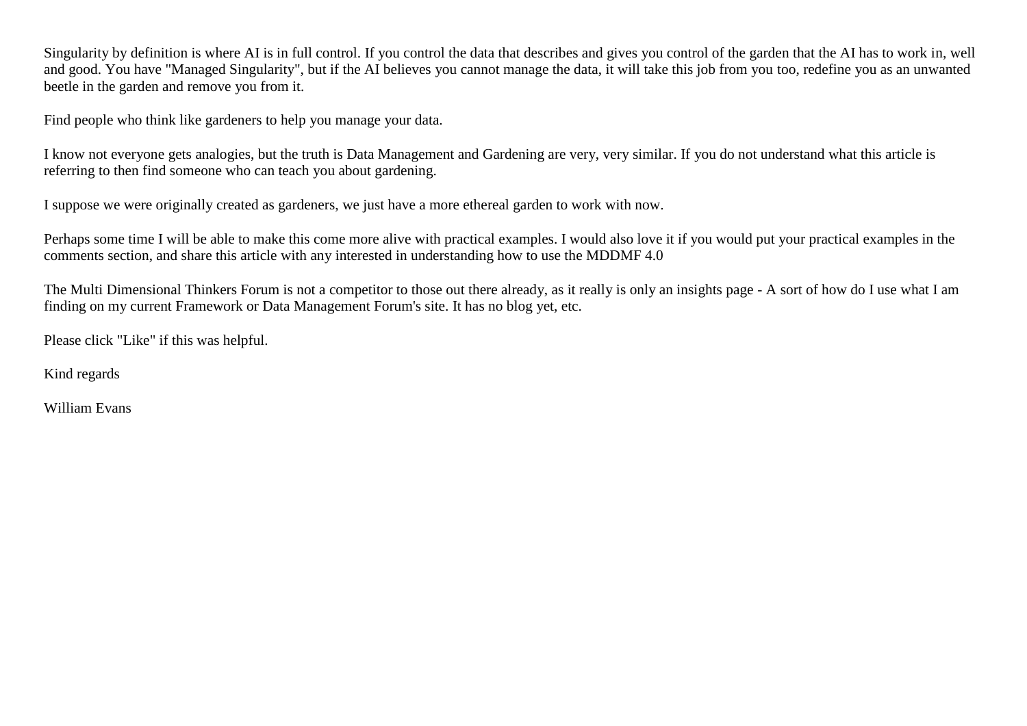Singularity by definition is where AI is in full control. If you control the data that describes and gives you control of the garden that the AI has to work in, well and good. You have "Managed Singularity", but if the AI believes you cannot manage the data, it will take this job from you too, redefine you as an unwanted beetle in the garden and remove you from it.

Find people who think like gardeners to help you manage your data.

I know not everyone gets analogies, but the truth is Data Management and Gardening are very, very similar. If you do not understand what this article is referring to then find someone who can teach you about gardening.

I suppose we were originally created as gardeners, we just have a more ethereal garden to work with now.

Perhaps some time I will be able to make this come more alive with practical examples. I would also love it if you would put your practical examples in the comments section, and share this article with any interested in understanding how to use the MDDMF 4.0

The Multi Dimensional Thinkers Forum is not a competitor to those out there already, as it really is only an insights page - A sort of how do I use what I am finding on my current Framework or Data Management Forum's site. It has no blog yet, etc.

Please click "Like" if this was helpful.

Kind regards

William Evans